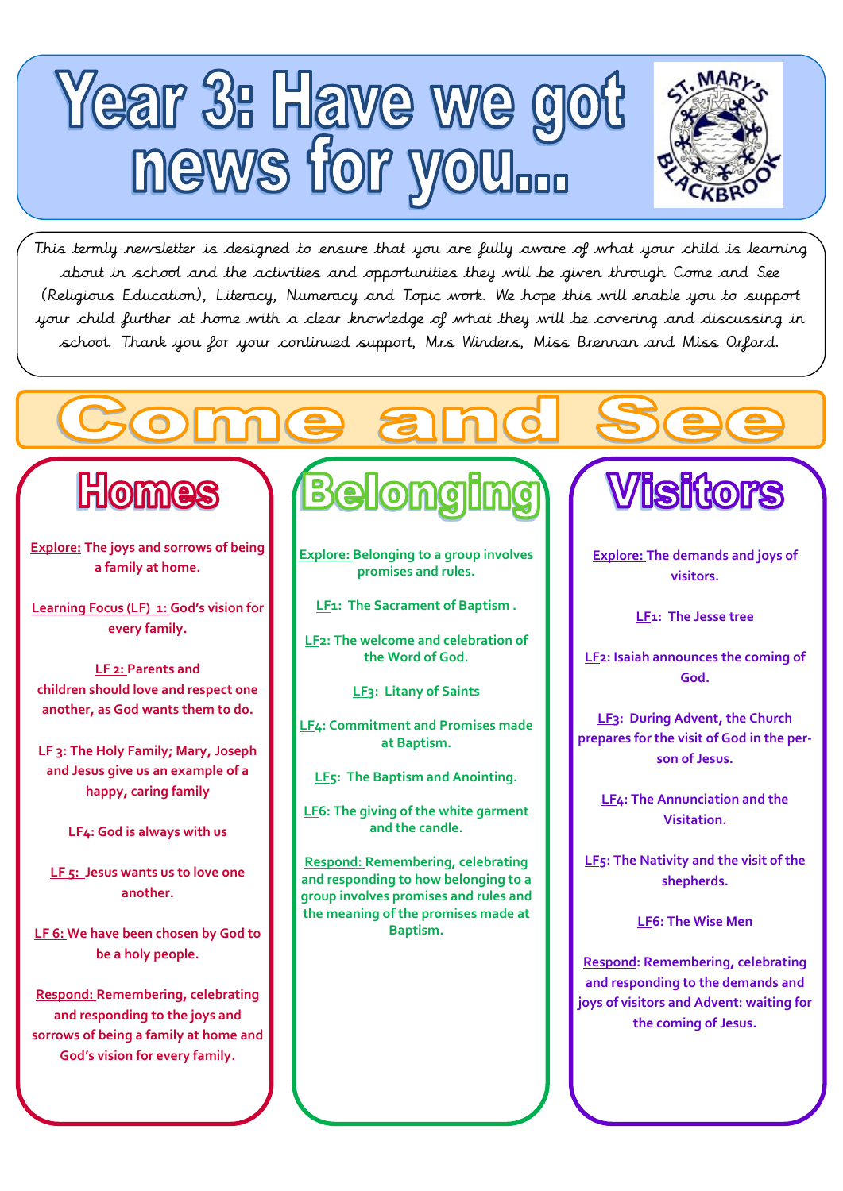# Year 3: Have we got news for you...

This termly newsletter is designed to ensure that you are fully aware of what your child is learning about in school and the activities and opportunities they will be given through Come and See (Religious Education), Literacy, Numeracy and Topic work. We hope this will enable you to support your child further at home with a clear knowledge of what they will be covering and discussing in school. Thank you for your continued support, Mrs Winders, Miss Brennan and Miss Orford.

## Come and See

### Homes

**Explore:** The joys and sorrows of being a family at home.

**Learning Focus (LF) 1:** God's vision for every family.

**LF 2:** Parents and children should love and respect one another, as God wants them to do.

**LF 3:** The Holy Family; Mary, Joseph and Jesus give us an example of a happy, caring family

**LF4:** God is always with us

**LF 5:** Jesus wants us to love one another.

**LF 6:** We have been chosen by God to be a holy people.

**Respond:** Remembering, celebrating and responding to the joys and sorrows of being a family at home and God's vision for every family.

### Belonging

**Explore:** Belonging to a group involves promises and rules.

**LF1:** The Sacrament of Baptism .

**LF2:** The welcome and celebration of the Word of God.

**LF3:** Litany of Saints

**LF4:** Commitment and Promises made at Baptism.

**LF5:** The Baptism and Anointing.

**LF6:** The giving of the white garment and the candle.

**Respond:** Remembering, celebrating and responding to how belonging to a group involves promises and rules and the meaning of the promises made at Baptism.

### Visitors

**Explore:** The demands and joys of visitors.

**LF1:** The Jesse tree

**LF2:** Isaiah announces the coming of God.

**LF3:** During Advent, the Church prepares for the visit of God in the person of Jesus.

**LF4:** The Annunciation and the Visitation.

**LF5:** The Nativity and the visit of the shepherds.

**LF6:** The Wise Men

**Respond:** Remembering, celebrating and responding to the demands and joys of visitors and Advent: waiting for the coming of Jesus.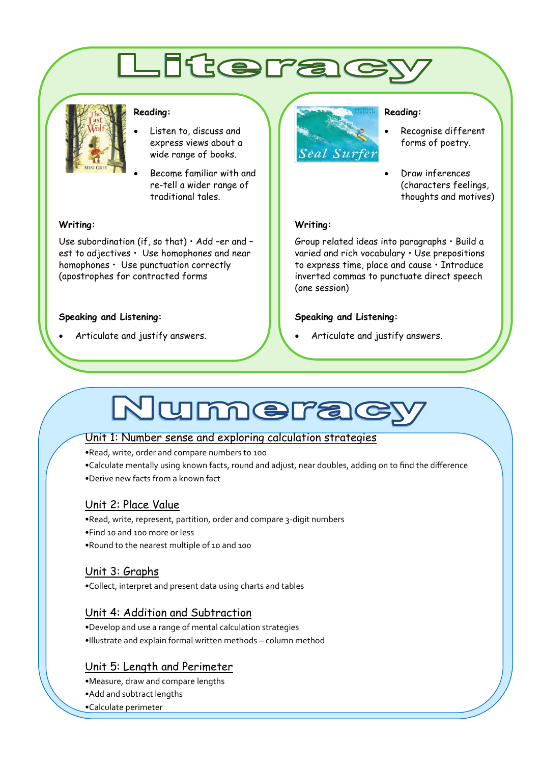# Literacy

**Reading:**

- Listen to, discuss and express views about a wide range of books.
- Become familiar with and re-tell a wider range of traditional tales.

**Writing:**

Use subordination (if, so that) • Add –er and –est to adjectives • Use homophones and near homophones • Use punctuation correctly (apostrophes for contracted forms

**Speaking and Listening:**

- Articulate and justify answers.

**Reading:**

- Recognise different forms of poetry.
- Draw inferences (characters feelings, thoughts and motives)

**Writing:**

Group related ideas into paragraphs • Build a varied and rich vocabulary • Use prepositions to express time, place and cause • Introduce inverted commas to punctuate direct speech (one session)

**Speaking and Listening:**

- Articulate and justify answers.

# Numeracy

## Unit 1: Number sense and exploring calculation strategies

- Read, write, order and compare numbers to 100
- Calculate mentally using known facts, round and adjust, near doubles, adding on to find the difference
- Derive new facts from a known fact

## Unit 2: Place Value

- Read, write, represent, partition, order and compare 3-digit numbers
- Find 10 and 100 more or less
- Round to the nearest multiple of 10 and 100

## Unit 3: Graphs

- Collect, interpret and present data using charts and tables

## Unit 4: Addition and Subtraction

- Develop and use a range of mental calculation strategies
- Illustrate and explain formal written methods – column method

## Unit 5: Length and Perimeter

- Measure, draw and compare lengths
- Add and subtract lengths
- Calculate perimeter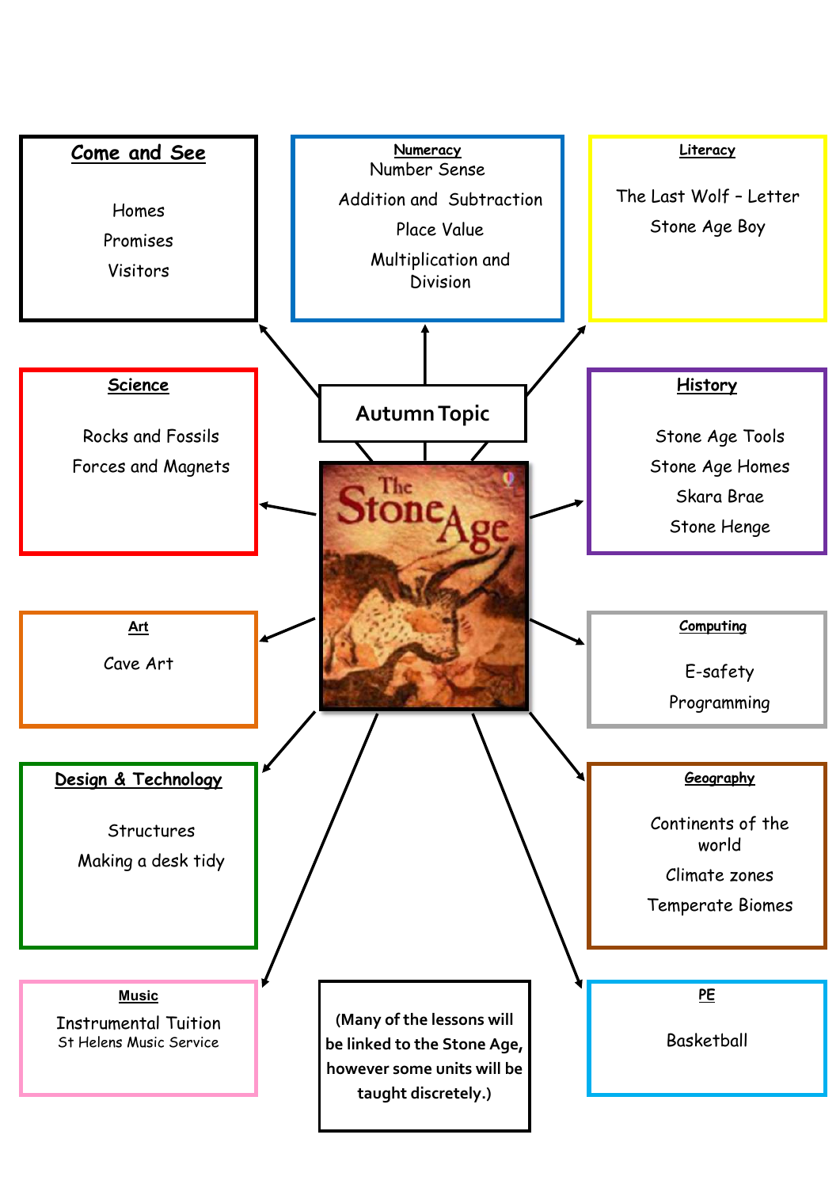# Autumn Topic

## Come and See

- Homes
- Promises
- Visitors

## Numeracy

- Number Sense
- Addition and Subtraction
- Place Value
- Multiplication and Division

## Literacy

- The Last Wolf – Letter
- Stone Age Boy

## Science

- Rocks and Fossils
- Forces and Magnets

## History

- Stone Age Tools
- Stone Age Homes
- Skara Brae
- Stone Henge

## Art

- Cave Art

## Computing

- E-safety
- Programming

## Design & Technology

- Structures
- Making a desk tidy

## Geography

- Continents of the world
- Climate zones
- Temperate Biomes

## Music

- Instrumental Tuition
- St Helens Music Service

## PE

- Basketball

**(Many of the lessons will be linked to the Stone Age, however some units will be taught discretely.)**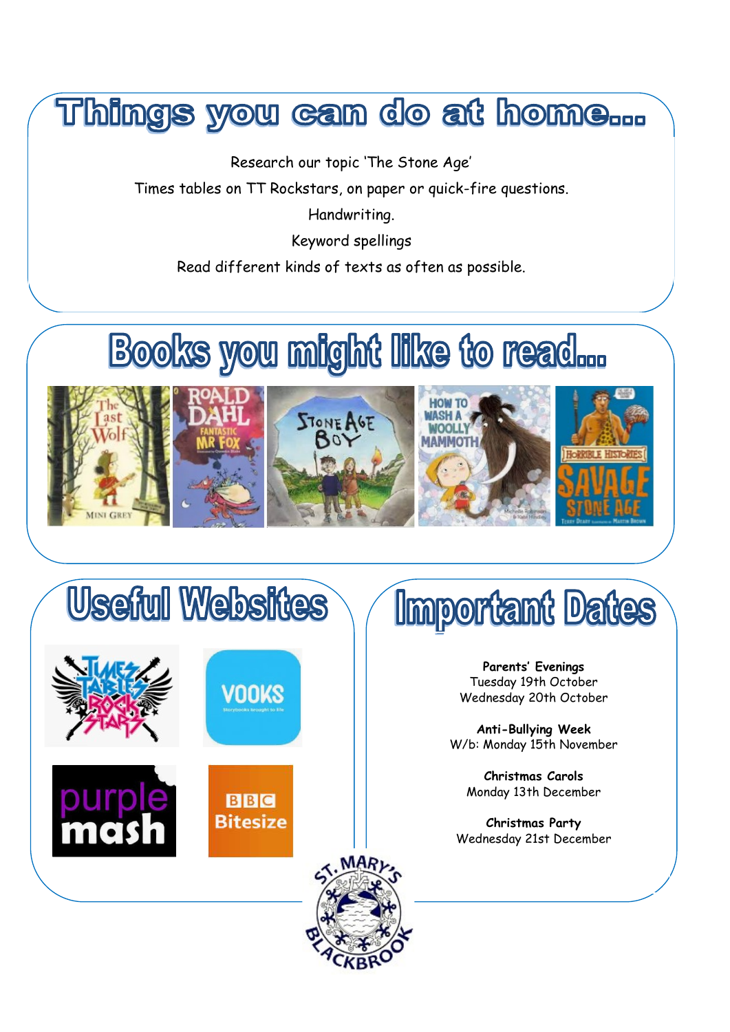# Things you can do at home...

Research our topic 'The Stone Age'

Times tables on TT Rockstars, on paper or quick-fire questions.

Handwriting.

Keyword spellings

Read different kinds of texts as often as possible.

# Books you might like to read...

# Useful Websites

# Important Dates

**Parents' Evenings**
Tuesday 19th October
Wednesday 20th October

**Anti-Bullying Week**
W/b: Monday 15th November

**Christmas Carols**
Monday 13th December

**Christmas Party**
Wednesday 21st December